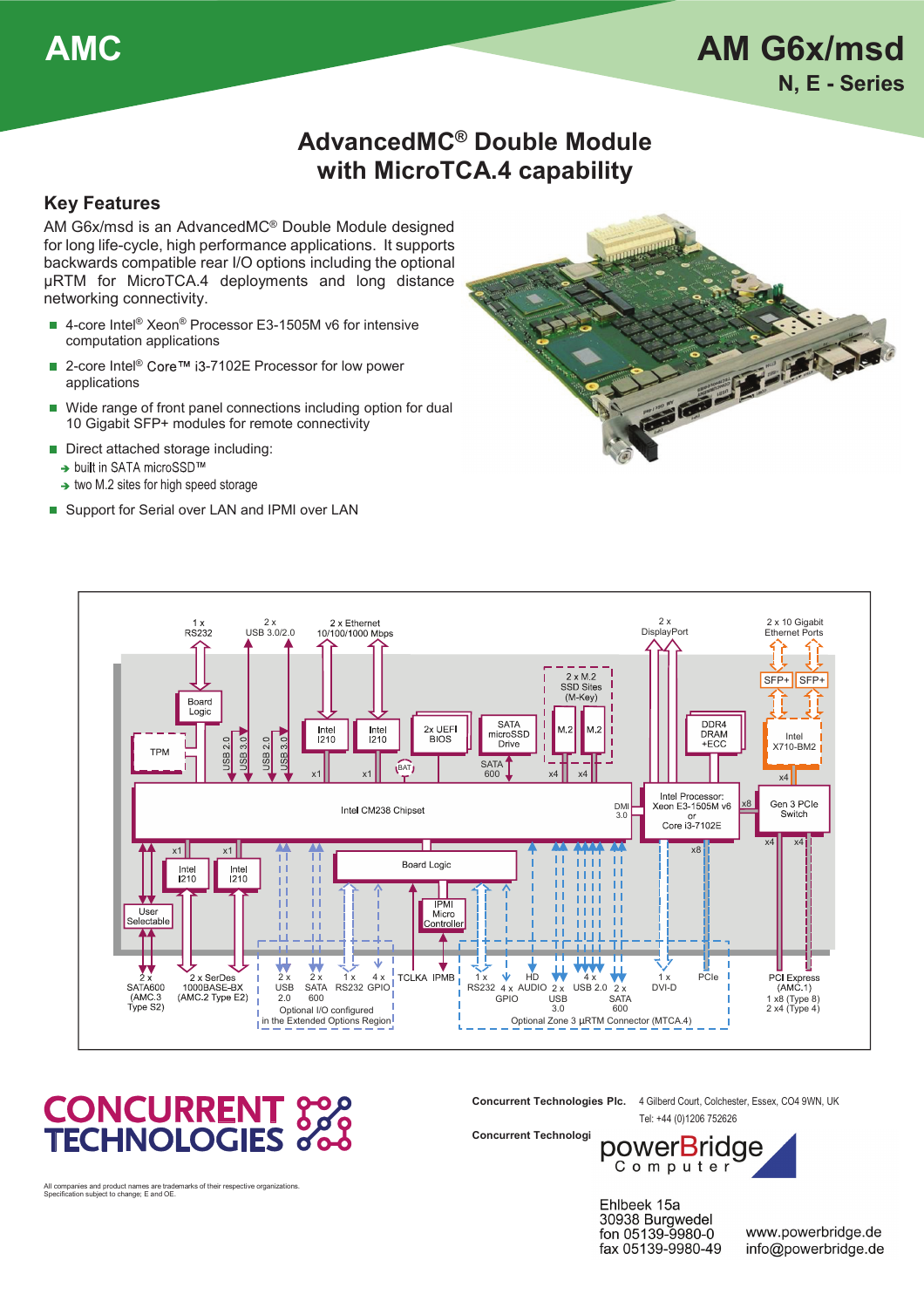AMC

# AM G6x/msd

**N, E - Series**

## AdvancedMC® Double Module with MicroTCA.4 capability

### Key Features

AM G6x/msd is an AdvancedMC® Double Module designed for long life-cycle, high performance applications. It supports backwards compatible rear I/O options including the optional μRTM for MicroTCA.4 deployments and long distance networking connectivity.

- 4-core Intel® Xeon® Processor E3-1505M v6 for intensive computation applications
- 2-core Intel® Core™ i3-7102E Processor for low power applications
- Wide range of front panel connections including option for dual 10 Gigabit SFP+ modules for remote connectivity
- Direct attached storage including:
  - built in SATA microSSD™
  - two M.2 sites for high speed storage
- Support for Serial over LAN and IPMI over LAN

1 x RS232
2 x USB 3.0/2.0
2 x Ethernet 10/100/1000 Mbps
2 x DisplayPort
2 x 10 Gigabit Ethernet Ports
2 x M.2 SSD Sites (M-Key)
SFP+ SFP+
Board Logic
TPM
USB 2.0 USB 3.0 USB 2.0 USB 3.0
Intel I210
Intel I210
2x UEFI BIOS
SATA microSSD Drive
M.2 M.2
DDR4 DRAM +ECC
Intel X710-BM2
x1 x1 BAT SATA 600 x4 x4 x4
Intel CM238 Chipset
DMI 3.0
Intel Processor: Xeon E3-1505M v6 or Core i3-7102E
x8
Gen 3 PCIe Switch
x1 x1 x8 x4 x4
Intel I210
Intel I210
Board Logic
User Selectable
IPMI Micro Controller
2 x SATA600 (AMC.3 Type S2)
2 x SerDes 1000BASE-BX (AMC.2 Type E2)
2 x USB 2.0
2 x SATA 600
1 x RS232
4 x GPIO
Optional I/O configured in the Extended Options Region
TCLKA
IPMB
1 x RS232
4 x GPIO
HD AUDIO
2 x USB 3.0
4 x USB 2.0
2 x SATA 600
1 x DVI-D
PCIe
Optional Zone 3 µRTM Connector (MTCA.4)
PCI Express (AMC.1) 1 x8 (Type 8) 2 x4 (Type 4)

CONCURRENT TECHNOLOGIES

All companies and product names are trademarks of their respective organizations.
Specification subject to change; E and OE.

**Concurrent Technologies Plc.** 4 Gilberd Court, Colchester, Essex, CO4 9WN, UK
Tel: +44 (0)1206 752626

**Concurrent Technologi**

powerBridge Computer

Ehlbeek 15a
30938 Burgwedel
fon 05139-9980-0
fax 05139-9980-49

www.powerbridge.de
info@powerbridge.de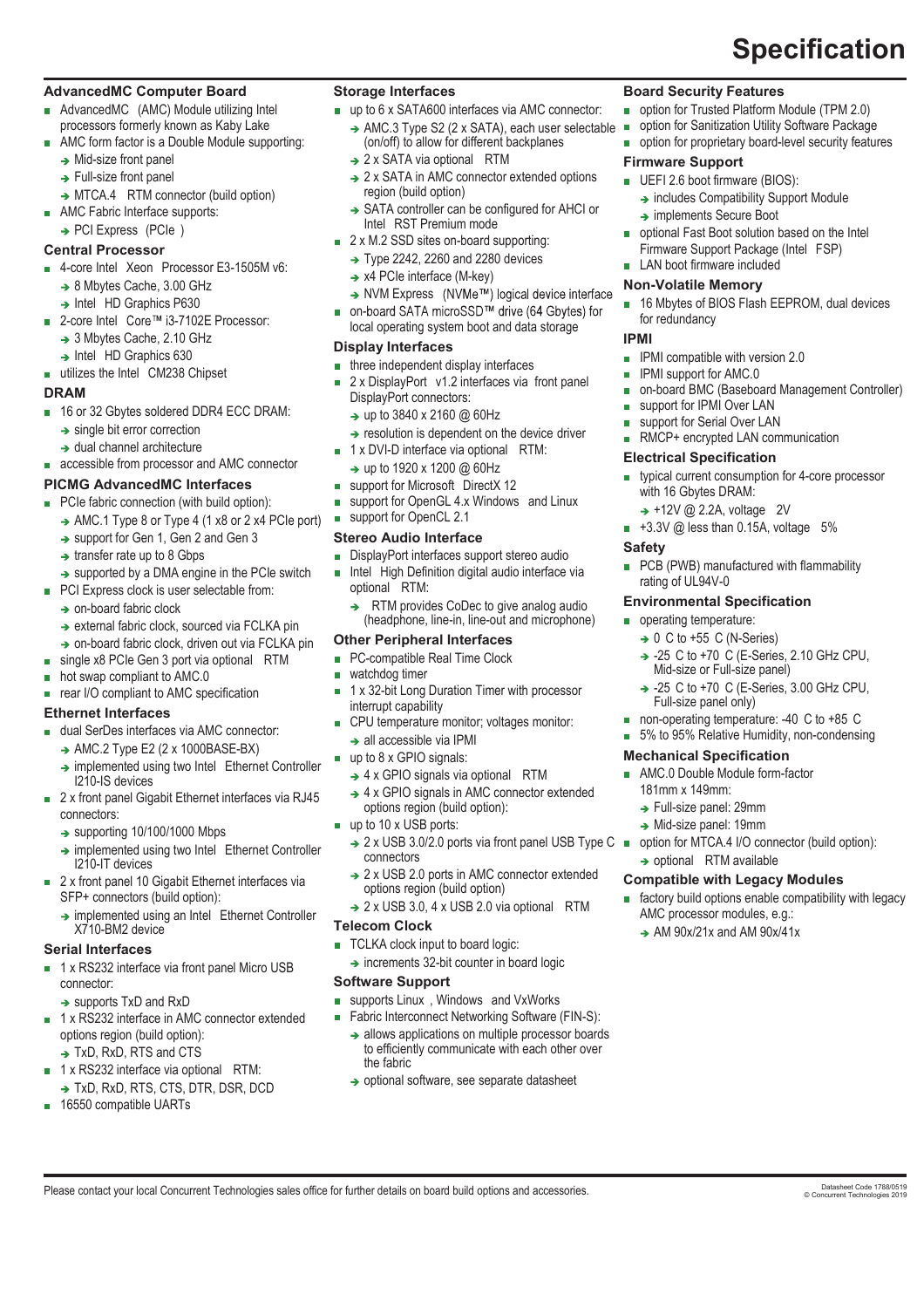# Specification

## AdvancedMC Computer Board

- AdvancedMC (AMC) Module utilizing Intel processors formerly known as Kaby Lake
- AMC form factor is a Double Module supporting:
  - Mid-size front panel
  - Full-size front panel
  - MTCA.4 RTM connector (build option)
- AMC Fabric Interface supports:
  - PCI Express (PCIe )

## Central Processor

- 4-core Intel Xeon Processor E3-1505M v6:
  - 8 Mbytes Cache, 3.00 GHz
  - Intel HD Graphics P630
- 2-core Intel Core™ i3-7102E Processor:
  - 3 Mbytes Cache, 2.10 GHz
  - Intel HD Graphics 630
- utilizes the Intel CM238 Chipset

## DRAM

- 16 or 32 Gbytes soldered DDR4 ECC DRAM:
  - single bit error correction
  - dual channel architecture
- accessible from processor and AMC connector

## PICMG AdvancedMC Interfaces

- PCIe fabric connection (with build option):
  - AMC.1 Type 8 or Type 4 (1 x8 or 2 x4 PCIe port)
  - support for Gen 1, Gen 2 and Gen 3
  - transfer rate up to 8 Gbps
  - supported by a DMA engine in the PCIe switch
- PCI Express clock is user selectable from:
  - on-board fabric clock
  - external fabric clock, sourced via FCLKA pin
  - on-board fabric clock, driven out via FCLKA pin
- single x8 PCIe Gen 3 port via optional RTM
- hot swap compliant to AMC.0
- rear I/O compliant to AMC specification

## Ethernet Interfaces

- dual SerDes interfaces via AMC connector:
  - AMC.2 Type E2 (2 x 1000BASE-BX)
  - implemented using two Intel Ethernet Controller I210-IS devices
- 2 x front panel Gigabit Ethernet interfaces via RJ45 connectors:
  - supporting 10/100/1000 Mbps
  - implemented using two Intel Ethernet Controller I210-IT devices
- 2 x front panel 10 Gigabit Ethernet interfaces via SFP+ connectors (build option):
  - implemented using an Intel Ethernet Controller X710-BM2 device

## Serial Interfaces

- 1 x RS232 interface via front panel Micro USB connector:
  - supports TxD and RxD
- 1 x RS232 interface in AMC connector extended options region (build option):
  - TxD, RxD, RTS and CTS
- 1 x RS232 interface via optional RTM:
  - TxD, RxD, RTS, CTS, DTR, DSR, DCD
- 16550 compatible UARTs

## Storage Interfaces

- up to 6 x SATA600 interfaces via AMC connector:
  - AMC.3 Type S2 (2 x SATA), each user selectable (on/off) to allow for different backplanes
  - 2 x SATA via optional RTM
  - 2 x SATA in AMC connector extended options region (build option)
  - SATA controller can be configured for AHCI or Intel RST Premium mode
- 2 x M.2 SSD sites on-board supporting:
  - Type 2242, 2260 and 2280 devices
  - x4 PCIe interface (M-key)
  - NVM Express (NVMe™) logical device interface
- on-board SATA microSSD™ drive (64 Gbytes) for local operating system boot and data storage

## Display Interfaces

- three independent display interfaces
- 2 x DisplayPort v1.2 interfaces via front panel DisplayPort connectors:
  - up to 3840 x 2160 @ 60Hz
  - resolution is dependent on the device driver
- 1 x DVI-D interface via optional RTM:
  - up to 1920 x 1200 @ 60Hz
- support for Microsoft DirectX 12
- support for OpenGL 4.x Windows and Linux
- support for OpenCL 2.1

## Stereo Audio Interface

- DisplayPort interfaces support stereo audio
- Intel High Definition digital audio interface via optional RTM:
  - RTM provides CoDec to give analog audio (headphone, line-in, line-out and microphone)

## Other Peripheral Interfaces

- PC-compatible Real Time Clock
- watchdog timer
- 1 x 32-bit Long Duration Timer with processor interrupt capability
- CPU temperature monitor; voltages monitor:
  - all accessible via IPMI
- up to 8 x GPIO signals:
  - 4 x GPIO signals via optional RTM
  - 4 x GPIO signals in AMC connector extended options region (build option):
- up to 10 x USB ports:
  - 2 x USB 3.0/2.0 ports via front panel USB Type C connectors
  - 2 x USB 2.0 ports in AMC connector extended options region (build option)
  - 2 x USB 3.0, 4 x USB 2.0 via optional RTM

## Telecom Clock

- TCLKA clock input to board logic:
  - increments 32-bit counter in board logic

## Software Support

- supports Linux , Windows and VxWorks
- Fabric Interconnect Networking Software (FIN-S):
  - allows applications on multiple processor boards to efficiently communicate with each other over the fabric
  - optional software, see separate datasheet

## Board Security Features

- option for Trusted Platform Module (TPM 2.0)
- option for Sanitization Utility Software Package
- option for proprietary board-level security features

## Firmware Support

- UEFI 2.6 boot firmware (BIOS):
  - includes Compatibility Support Module
  - implements Secure Boot
- optional Fast Boot solution based on the Intel Firmware Support Package (Intel FSP)
- LAN boot firmware included

## Non-Volatile Memory

- 16 Mbytes of BIOS Flash EEPROM, dual devices for redundancy

## IPMI

- IPMI compatible with version 2.0
- IPMI support for AMC.0
- on-board BMC (Baseboard Management Controller)
- support for IPMI Over LAN
- support for Serial Over LAN
- RMCP+ encrypted LAN communication

## Electrical Specification

- typical current consumption for 4-core processor with 16 Gbytes DRAM:
  - +12V @ 2.2A, voltage 2V
- +3.3V @ less than 0.15A, voltage 5%

## Safety

- PCB (PWB) manufactured with flammability rating of UL94V-0

## Environmental Specification

- operating temperature:
  - 0 C to +55 C (N-Series)
  - -25 C to +70 C (E-Series, 2.10 GHz CPU, Mid-size or Full-size panel)
  - -25 C to +70 C (E-Series, 3.00 GHz CPU, Full-size panel only)
- non-operating temperature: -40 C to +85 C
- 5% to 95% Relative Humidity, non-condensing

## Mechanical Specification

- AMC.0 Double Module form-factor 181mm x 149mm:
  - Full-size panel: 29mm
  - Mid-size panel: 19mm
- option for MTCA.4 I/O connector (build option):
  - optional RTM available

## Compatible with Legacy Modules

- factory build options enable compatibility with legacy AMC processor modules, e.g.:
  - AM 90x/21x and AM 90x/41x

Please contact your local Concurrent Technologies sales office for further details on board build options and accessories.

Datasheet Code 1788/0519
© Concurrent Technologies 2019